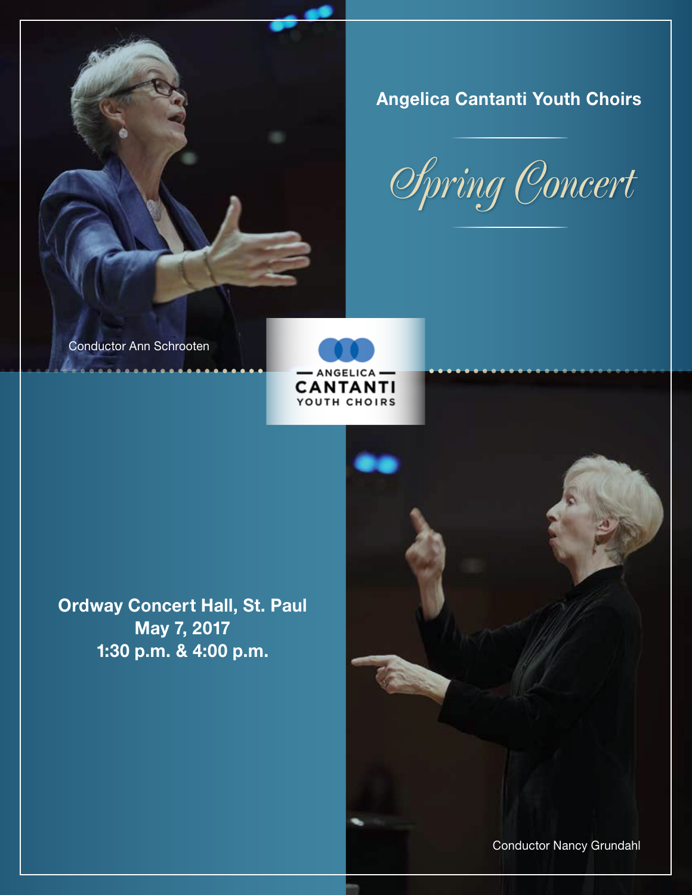Angelica Cantanti Youth Choirs

# Spring Concert

Conductor Ann Schrooten

ANGELICA
CANTANTI
YOUTH CHOIRS

**Ordway Concert Hall, St. Paul**
**May 7, 2017**
**1:30 p.m. & 4:00 p.m.**

Conductor Nancy Grundahl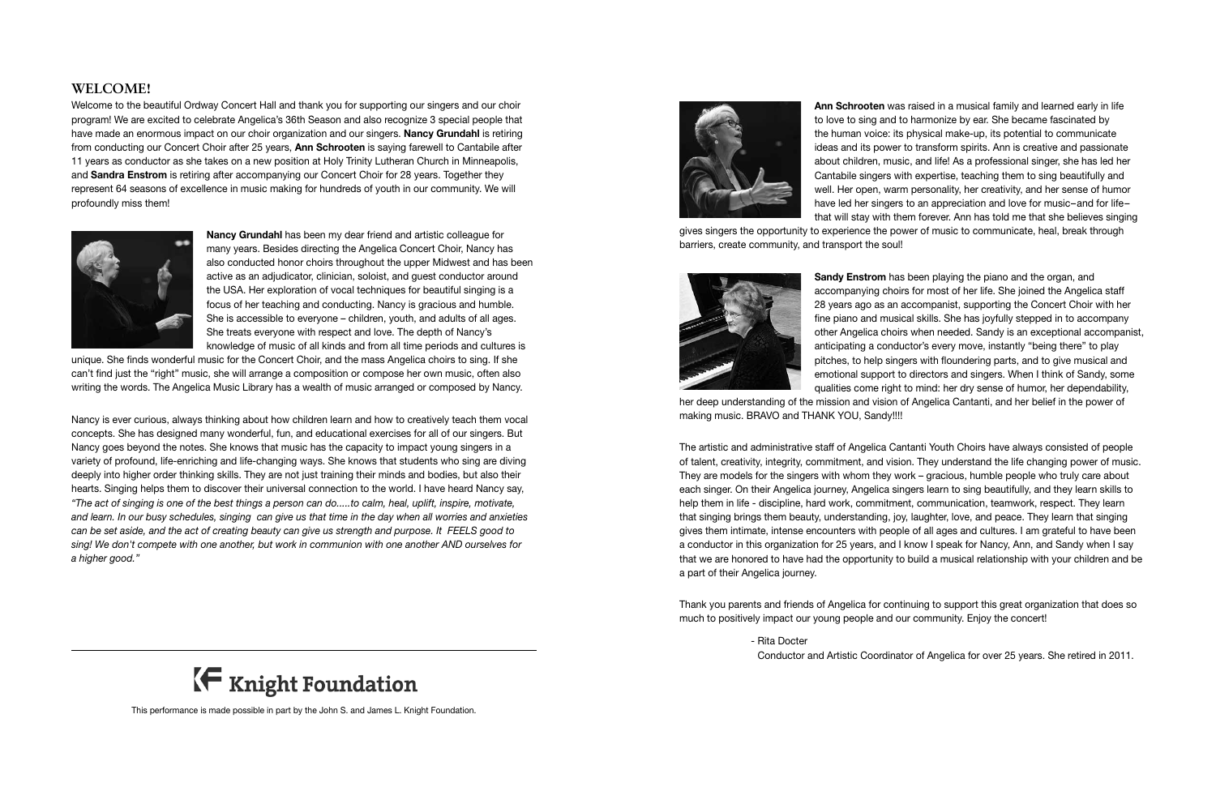## WELCOME!

Welcome to the beautiful Ordway Concert Hall and thank you for supporting our singers and our choir program! We are excited to celebrate Angelica's 36th Season and also recognize 3 special people that have made an enormous impact on our choir organization and our singers. **Nancy Grundahl** is retiring from conducting our Concert Choir after 25 years, **Ann Schrooten** is saying farewell to Cantabile after 11 years as conductor as she takes on a new position at Holy Trinity Lutheran Church in Minneapolis, and **Sandra Enstrom** is retiring after accompanying our Concert Choir for 28 years. Together they represent 64 seasons of excellence in music making for hundreds of youth in our community. We will profoundly miss them!

**Nancy Grundahl** has been my dear friend and artistic colleague for many years. Besides directing the Angelica Concert Choir, Nancy has also conducted honor choirs throughout the upper Midwest and has been active as an adjudicator, clinician, soloist, and guest conductor around the USA. Her exploration of vocal techniques for beautiful singing is a focus of her teaching and conducting. Nancy is gracious and humble. She is accessible to everyone – children, youth, and adults of all ages. She treats everyone with respect and love. The depth of Nancy's knowledge of music of all kinds and from all time periods and cultures is unique. She finds wonderful music for the Concert Choir, and the mass Angelica choirs to sing. If she can't find just the "right" music, she will arrange a composition or compose her own music, often also writing the words. The Angelica Music Library has a wealth of music arranged or composed by Nancy.

Nancy is ever curious, always thinking about how children learn and how to creatively teach them vocal concepts. She has designed many wonderful, fun, and educational exercises for all of our singers. But Nancy goes beyond the notes. She knows that music has the capacity to impact young singers in a variety of profound, life-enriching and life-changing ways. She knows that students who sing are diving deeply into higher order thinking skills. They are not just training their minds and bodies, but also their hearts. Singing helps them to discover their universal connection to the world. I have heard Nancy say, *"The act of singing is one of the best things a person can do.....to calm, heal, uplift, inspire, motivate, and learn. In our busy schedules, singing can give us that time in the day when all worries and anxieties can be set aside, and the act of creating beauty can give us strength and purpose. It FEELS good to sing! We don't compete with one another, but work in communion with one another AND ourselves for a higher good."*

**Knight Foundation**

This performance is made possible in part by the John S. and James L. Knight Foundation.

**Ann Schrooten** was raised in a musical family and learned early in life to love to sing and to harmonize by ear. She became fascinated by the human voice: its physical make-up, its potential to communicate ideas and its power to transform spirits. Ann is creative and passionate about children, music, and life! As a professional singer, she has led her Cantabile singers with expertise, teaching them to sing beautifully and well. Her open, warm personality, her creativity, and her sense of humor have led her singers to an appreciation and love for music–and for life–that will stay with them forever. Ann has told me that she believes singing gives singers the opportunity to experience the power of music to communicate, heal, break through barriers, create community, and transport the soul!

**Sandy Enstrom** has been playing the piano and the organ, and accompanying choirs for most of her life. She joined the Angelica staff 28 years ago as an accompanist, supporting the Concert Choir with her fine piano and musical skills. She has joyfully stepped in to accompany other Angelica choirs when needed. Sandy is an exceptional accompanist, anticipating a conductor's every move, instantly "being there" to play pitches, to help singers with floundering parts, and to give musical and emotional support to directors and singers. When I think of Sandy, some qualities come right to mind: her dry sense of humor, her dependability, her deep understanding of the mission and vision of Angelica Cantanti, and her belief in the power of making music. BRAVO and THANK YOU, Sandy!!!!

The artistic and administrative staff of Angelica Cantanti Youth Choirs have always consisted of people of talent, creativity, integrity, commitment, and vision. They understand the life changing power of music. They are models for the singers with whom they work – gracious, humble people who truly care about each singer. On their Angelica journey, Angelica singers learn to sing beautifully, and they learn skills to help them in life - discipline, hard work, commitment, communication, teamwork, respect. They learn that singing brings them beauty, understanding, joy, laughter, love, and peace. They learn that singing gives them intimate, intense encounters with people of all ages and cultures. I am grateful to have been a conductor in this organization for 25 years, and I know I speak for Nancy, Ann, and Sandy when I say that we are honored to have had the opportunity to build a musical relationship with your children and be a part of their Angelica journey.

Thank you parents and friends of Angelica for continuing to support this great organization that does so much to positively impact our young people and our community. Enjoy the concert!

- Rita Docter
  Conductor and Artistic Coordinator of Angelica for over 25 years. She retired in 2011.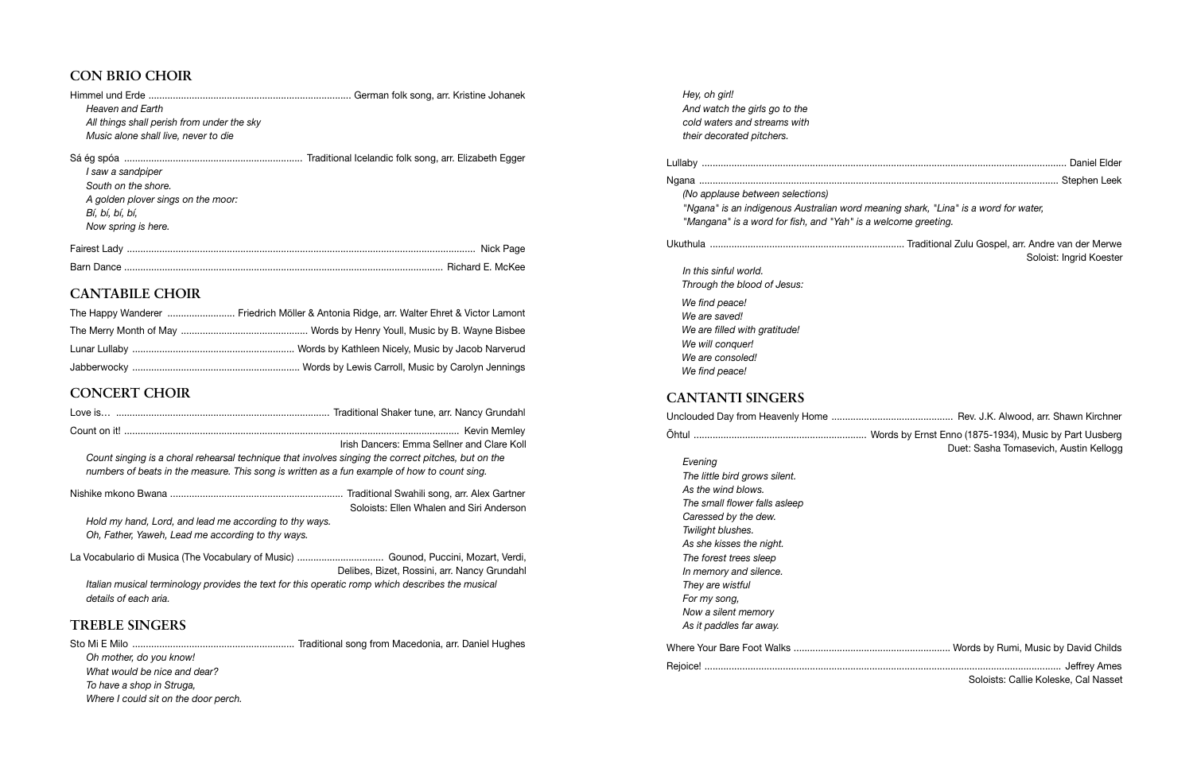## CON BRIO CHOIR

Himmel und Erde ............ German folk song, arr. Kristine Johanek

*Heaven and Earth*
*All things shall perish from under the sky*
*Music alone shall live, never to die*

Sá ég spóa ............ Traditional Icelandic folk song, arr. Elizabeth Egger

*I saw a sandpiper*
*South on the shore.*
*A golden plover sings on the moor:*
*Bí, bí, bí, bí,*
*Now spring is here.*

Fairest Lady ............ Nick Page

Barn Dance ............ Richard E. McKee

## CANTABILE CHOIR

The Happy Wanderer ............ Friedrich Möller & Antonia Ridge, arr. Walter Ehret & Victor Lamont

The Merry Month of May ............ Words by Henry Youll, Music by B. Wayne Bisbee

Lunar Lullaby ............ Words by Kathleen Nicely, Music by Jacob Narverud

Jabberwocky ............ Words by Lewis Carroll, Music by Carolyn Jennings

## CONCERT CHOIR

Love is… ............ Traditional Shaker tune, arr. Nancy Grundahl

Count on it! ............ Kevin Memley
Irish Dancers: Emma Sellner and Clare Koll

*Count singing is a choral rehearsal technique that involves singing the correct pitches, but on the numbers of beats in the measure. This song is written as a fun example of how to count sing.*

Nishike mkono Bwana ............ Traditional Swahili song, arr. Alex Gartner
Soloists: Ellen Whalen and Siri Anderson

*Hold my hand, Lord, and lead me according to thy ways.*
*Oh, Father, Yaweh, Lead me according to thy ways.*

La Vocabulario di Musica (The Vocabulary of Music) ............ Gounod, Puccini, Mozart, Verdi, Delibes, Bizet, Rossini, arr. Nancy Grundahl

*Italian musical terminology provides the text for this operatic romp which describes the musical details of each aria.*

## TREBLE SINGERS

Sto Mi E Milo ............ Traditional song from Macedonia, arr. Daniel Hughes

*Oh mother, do you know!*
*What would be nice and dear?*
*To have a shop in Struga,*
*Where I could sit on the door perch.*
*Hey, oh girl!*
*And watch the girls go to the*
*cold waters and streams with*
*their decorated pitchers.*

Lullaby ............ Daniel Elder

Ngana ............ Stephen Leek

*(No applause between selections)*
*"Ngana" is an indigenous Australian word meaning shark, "Lina" is a word for water, "Mangana" is a word for fish, and "Yah" is a welcome greeting.*

Ukuthula ............ Traditional Zulu Gospel, arr. Andre van der Merwe
Soloist: Ingrid Koester

*In this sinful world.*
*Through the blood of Jesus:*

*We find peace!*
*We are saved!*
*We are filled with gratitude!*
*We will conquer!*
*We are consoled!*
*We find peace!*

## CANTANTI SINGERS

Unclouded Day from Heavenly Home ............ Rev. J.K. Alwood, arr. Shawn Kirchner

Õhtul ............ Words by Ernst Enno (1875-1934), Music by Part Uusberg
Duet: Sasha Tomasevich, Austin Kellogg

*Evening*
*The little bird grows silent.*
*As the wind blows.*
*The small flower falls asleep*
*Caressed by the dew.*
*Twilight blushes.*
*As she kisses the night.*
*The forest trees sleep*
*In memory and silence.*
*They are wistful*
*For my song,*
*Now a silent memory*
*As it paddles far away.*

Where Your Bare Foot Walks ............ Words by Rumi, Music by David Childs

Rejoice! ............ Jeffrey Ames
Soloists: Callie Koleske, Cal Nasset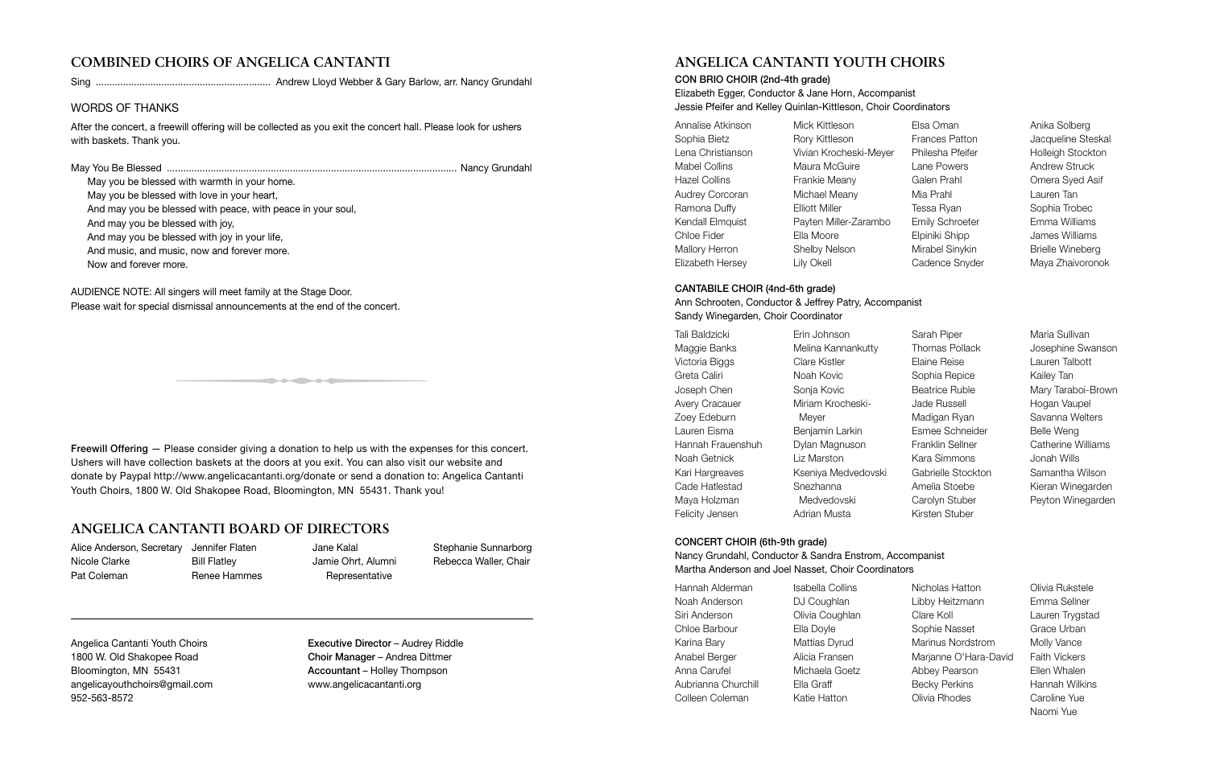## COMBINED CHOIRS OF ANGELICA CANTANTI

Sing ................................................................ Andrew Lloyd Webber & Gary Barlow, arr. Nancy Grundahl

### WORDS OF THANKS

After the concert, a freewill offering will be collected as you exit the concert hall. Please look for ushers with baskets. Thank you.

May You Be Blessed ........................................................................................................... Nancy Grundahl

May you be blessed with warmth in your home.
May you be blessed with love in your heart,
And may you be blessed with peace, with peace in your soul,
And may you be blessed with joy,
And may you be blessed with joy in your life,
And music, and music, now and forever more.
Now and forever more.

AUDIENCE NOTE: All singers will meet family at the Stage Door.
Please wait for special dismissal announcements at the end of the concert.

**Freewill Offering** — Please consider giving a donation to help us with the expenses for this concert. Ushers will have collection baskets at the doors at you exit. You can also visit our website and donate by Paypal http://www.angelicacantanti.org/donate or send a donation to: Angelica Cantanti Youth Choirs, 1800 W. Old Shakopee Road, Bloomington, MN 55431. Thank you!

## ANGELICA CANTANTI BOARD OF DIRECTORS

Alice Anderson, Secretary
Nicole Clarke
Pat Coleman
Jennifer Flaten
Bill Flatley
Renee Hammes
Jane Kalal
Jamie Ohrt, Alumni Representative
Stephanie Sunnarborg
Rebecca Waller, Chair

Angelica Cantanti Youth Choirs
1800 W. Old Shakopee Road
Bloomington, MN 55431
angelicayouthchoirs@gmail.com
952-563-8572

**Executive Director** – Audrey Riddle
**Choir Manager** – Andrea Dittmer
**Accountant** – Holley Thompson
www.angelicacantanti.org

## ANGELICA CANTANTI YOUTH CHOIRS

**CON BRIO CHOIR (2nd-4th grade)**
Elizabeth Egger, Conductor & Jane Horn, Accompanist
Jessie Pfeifer and Kelley Quinlan-Kittleson, Choir Coordinators

Annalise Atkinson
Sophia Bietz
Lena Christianson
Mabel Collins
Hazel Collins
Audrey Corcoran
Ramona Duffy
Kendall Elmquist
Chloe Fider
Mallory Herron
Elizabeth Hersey
Mick Kittleson
Rory Kittleson
Vivian Krocheski-Meyer
Maura McGuire
Frankie Meany
Michael Meany
Elliott Miller
Payten Miller-Zarambo
Ella Moore
Shelby Nelson
Lily Okell
Elsa Oman
Frances Patton
Philesha Pfeifer
Lane Powers
Galen Prahl
Mia Prahl
Tessa Ryan
Emily Schroeter
Elpiniki Shipp
Mirabel Sinykin
Cadence Snyder
Anika Solberg
Jacqueline Steskal
Holleigh Stockton
Andrew Struck
Omera Syed Asif
Lauren Tan
Sophia Trobec
Emma Williams
James Williams
Brielle Wineberg
Maya Zhaivoronok

**CANTABILE CHOIR (4nd-6th grade)**
Ann Schrooten, Conductor & Jeffrey Patry, Accompanist
Sandy Winegarden, Choir Coordinator

Tali Baldzicki
Maggie Banks
Victoria Biggs
Greta Caliri
Joseph Chen
Avery Cracauer
Zoey Edeburn
Lauren Eisma
Hannah Frauenshuh
Noah Getnick
Kari Hargreaves
Cade Hatlestad
Maya Holzman
Felicity Jensen
Erin Johnson
Melina Kannankutty
Clare Kistler
Noah Kovic
Sonja Kovic
Miriam Krocheski-Meyer
Benjamin Larkin
Dylan Magnuson
Liz Marston
Kseniya Medvedovski
Snezhanna Medvedovski
Adrian Musta
Sarah Piper
Thomas Pollack
Elaine Reise
Sophia Repice
Beatrice Ruble
Jade Russell
Madigan Ryan
Esmee Schneider
Franklin Sellner
Kara Simmons
Gabrielle Stockton
Amelia Stoebe
Carolyn Stuber
Kirsten Stuber
Maria Sullivan
Josephine Swanson
Lauren Talbott
Kailey Tan
Mary Taraboi-Brown
Hogan Vaupel
Savanna Welters
Belle Weng
Catherine Williams
Jonah Wills
Samantha Wilson
Kieran Winegarden
Peyton Winegarden

**CONCERT CHOIR (6th-9th grade)**
Nancy Grundahl, Conductor & Sandra Enstrom, Accompanist
Martha Anderson and Joel Nasset, Choir Coordinators

Hannah Alderman
Noah Anderson
Siri Anderson
Chloe Barbour
Karina Bary
Anabel Berger
Anna Carufel
Aubrianna Churchill
Colleen Coleman
Isabella Collins
DJ Coughlan
Olivia Coughlan
Ella Doyle
Mattias Dyrud
Alicia Fransen
Michaela Goetz
Ella Graff
Katie Hatton
Nicholas Hatton
Libby Heitzmann
Clare Koll
Sophie Nasset
Marinus Nordstrom
Marjanne O'Hara-David
Abbey Pearson
Becky Perkins
Olivia Rhodes
Olivia Rukstele
Emma Sellner
Lauren Trygstad
Grace Urban
Molly Vance
Faith Vickers
Ellen Whalen
Hannah Wilkins
Caroline Yue
Naomi Yue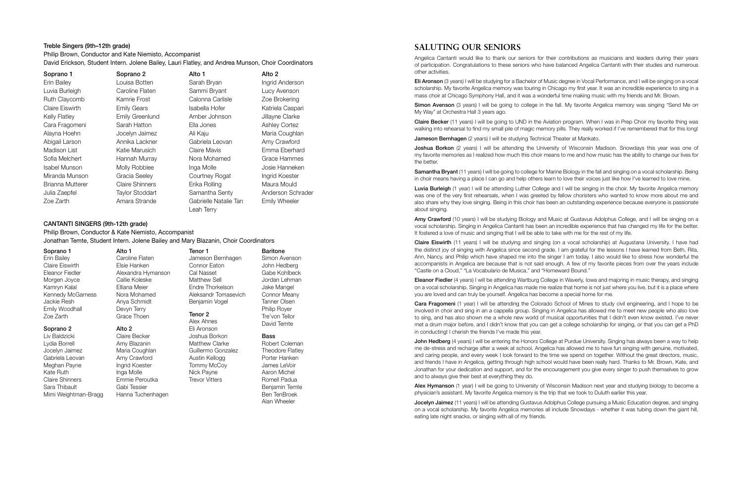### Treble Singers (9th–12th grade)

Philip Brown, Conductor and Kate Niemisto, Accompanist

David Erickson, Student Intern. Jolene Bailey, Lauri Flatley, and Andrea Munson, Choir Coordinators

| Soprano 1 | Soprano 2 | Alto 1 | Alto 2 |
|---|---|---|---|
| Erin Bailey | Louisa Botten | Sarah Bryan | Ingrid Anderson |
| Luvia Burleigh | Caroline Flaten | Sammi Bryant | Lucy Avenson |
| Ruth Claycomb | Kamrie Frost | Calonna Carlisle | Zoe Brokering |
| Claire Eiswirth | Emily Gears | Isabella Hofer | Katriela Caspari |
| Kelly Flatley | Emily Greenlund | Amber Johnson | Jillayne Clarke |
| Cara Fragomeni | Sarah Hatton | Ella Jones | Ashley Cortez |
| Alayna Hoehn | Jocelyn Jaimez | Ali Kaju | Maria Coughlan |
| Abigail Larson | Annika Lackner | Gabriela Leovan | Amy Crawford |
| Madison List | Katie Marusich | Claire Mavis | Emma Eberhard |
| Sofia Melchert | Hannah Murray | Nora Mohamed | Grace Hammes |
| Isabel Munson | Molly Robblee | Inga Molle | Josie Hanneken |
| Miranda Munson | Gracia Seeley | Courtney Rogat | Ingrid Koester |
| Brianna Mutterer | Claire Shinners | Erika Rolling | Maura Mould |
| Julia Zaepfel | Taylor Stoddart | Samantha Senty | Anderson Schrader |
| Zoe Zarth | Amara Strande | Gabrielle Natalie Tan | Emily Wheeler |
| | | Leah Terry | |

### CANTANTI SINGERS (9th-12th grade)

Philip Brown, Conductor & Kate Niemisto, Accompanist

Jonathan Temte, Student Intern. Jolene Bailey and Mary Blazanin, Choir Coordinators

**Soprano 1**
Erin Bailey
Claire Eiswirth
Eleanor Fiedler
Morgen Joyce
Kamryn Kalal
Kennedy McGarness
Jackie Resh
Emily Woodhall
Zoe Zarth

**Soprano 2**
Liv Baldzicki
Lydia Borrell
Jocelyn Jaimez
Gabriela Leovan
Meghan Payne
Kate Ruth
Claire Shinners
Sara Thibault
Mimi Weightman-Bragg

**Alto 1**
Caroline Flaten
Elsie Hanken
Alexandra Hymanson
Callie Koleske
Elliana Meier
Nora Mohamed
Anya Schmidt
Devyn Terry
Grace Thoen

**Alto 2**
Claire Becker
Amy Blazanin
Maria Coughlan
Amy Crawford
Ingrid Koester
Inga Molle
Emmie Peroutka
Gabi Tessier
Hanna Tuchenhagen

**Tenor 1**
Jameson Bernhagen
Connor Eaton
Cal Nasset
Matthew Sell
Endre Thorkelson
Aleksandr Tomasevich
Benjamin Vogel

**Tenor 2**
Alex Ahnes
Eli Aronson
Joshua Borkon
Matthew Clarke
Guillermo Gonzalez
Austin Kellogg
Tommy McCoy
Nick Payne
Trevor Vitters

**Baritone**
Simon Avenson
John Hedberg
Gabe Kohlbeck
Jordan Lehman
Jake Mangel
Connor Meany
Tanner Olsen
Philip Royer
Tre'von Tellor
David Temte

**Bass**
Robert Coleman
Theodore Flatley
Porter Hanken
James LeVoir
Aaron Michel
Romell Padua
Benjamin Temte
Ben TenBroek
Alan Wheeler

## SALUTING OUR SENIORS

Angelica Cantanti would like to thank our seniors for their contributions as musicians and leaders during their years of participation. Congratulations to these seniors who have balanced Angelica Cantanti with their studies and numerous other activities.

**Eli Aronson** (3 years) I will be studying for a Bachelor of Music degree in Vocal Performance, and I will be singing on a vocal scholarship. My favorite Angelica memory was touring in Chicago my first year. It was an incredible experience to sing in a mass choir at Chicago Symphony Hall, and it was a wonderful time making music with my friends and Mr. Brown.

**Simon Avenson** (3 years) I will be going to college in the fall. My favorite Angelica memory was singing "Send Me on My Way" at Orchestra Hall 3 years ago.

**Claire Becker** (11 years) I will be going to UND in the Aviation program. When I was in Prep Choir my favorite thing was walking into rehearsal to find my small pile of magic memory pills. They really worked if I've remembered that for this long!

**Jameson Bernhagen** (2 years) I will be studying Technical Theater at Mankato.

**Joshua Borkon** (2 years) I will be attending the University of Wisconsin Madison. Snowdays this year was one of my favorite memories as I realized how much this choir means to me and how music has the ability to change our lives for the better.

**Samantha Bryant** (11 years) I will be going to college for Marine Biology in the fall and singing on a vocal scholarship. Being in choir means having a place I can go and help others learn to love their voices just like how I've learned to love mine.

**Luvia Burleigh** (1 year) I will be attending Luther College and I will be singing in the choir. My favorite Angelica memory was one of the very first rehearsals, when I was greeted by fellow choristers who wanted to know more about me and also share why they love singing. Being in this choir has been an outstanding experience because everyone is passionate about singing.

**Amy Crawford** (10 years) I will be studying Biology and Music at Gustavus Adolphus College, and I will be singing on a vocal scholarship. Singing in Angelica Cantanti has been an incredible experience that has changed my life for the better. It fostered a love of music and singing that I will be able to take with me for the rest of my life.

**Claire Eiswirth** (11 years) I will be studying and singing (on a vocal scholarship) at Augustana University. I have had the distinct joy of singing with Angelica since second grade. I am grateful for the lessons I have learned from Beth, Rita, Ann, Nancy, and Philip which have shaped me into the singer I am today. I also would like to stress how wonderful the accompanists in Angelica are because that is not said enough. A few of my favorite pieces from over the years include "Castle on a Cloud," "La Vocabulario de Musica," and "Homeward Bound."

**Eleanor Fiedler** (4 years) I will be attending Wartburg College in Waverly, Iowa and majoring in music therapy, and singing on a vocal scholarship. Singing in Angelica has made me realize that home is not just where you live, but it is a place where you are loved and can truly be yourself. Angelica has become a special home for me.

**Cara Fragomeni** (1 year) I will be attending the Colorado School of Mines to study civil engineering, and I hope to be involved in choir and sing in an a cappella group. Singing in Angelica has allowed me to meet new people who also love to sing, and has also shown me a whole new world of musical opportunities that I didn't even know existed. I've never met a drum major before, and I didn't know that you can get a college scholarship for singing, or that you can get a PhD in conducting! I cherish the friends I've made this year.

**John Hedberg** (4 years) I will be entering the Honors College at Purdue University. Singing has always been a way to help me de-stress and recharge after a week at school. Angelica has allowed me to have fun singing with genuine, motivated, and caring people, and every week I look forward to the time we spend on together. Without the great directors, music, and friends I have in Angelica, getting through high school would have been really hard. Thanks to Mr. Brown, Kate, and Jonathan for your dedication and support, and for the encouragement you give every singer to push themselves to grow and to always give their best at everything they do.

**Alex Hymanson** (1 year) I will be going to University of Wisconsin Madison next year and studying biology to become a physician's assistant. My favorite Angelica memory is the trip that we took to Duluth earlier this year.

**Jocelyn Jaimez** (11 years) I will be attending Gustavus Adolphus College pursuing a Music Education degree, and singing on a vocal scholarship. My favorite Angelica memories all include Snowdays - whether it was tubing down the giant hill, eating late night snacks, or singing with all of my friends.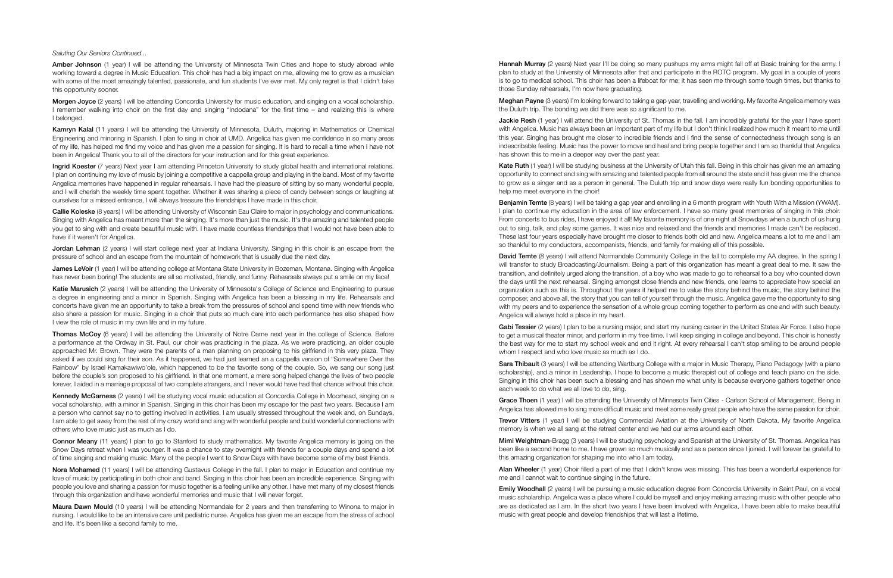*Saluting Our Seniors Continued...*

**Amber Johnson** (1 year) I will be attending the University of Minnesota Twin Cities and hope to study abroad while working toward a degree in Music Education. This choir has had a big impact on me, allowing me to grow as a musician with some of the most amazingly talented, passionate, and fun students I've ever met. My only regret is that I didn't take this opportunity sooner.

**Morgen Joyce** (2 years) I will be attending Concordia University for music education, and singing on a vocal scholarship. I remember walking into choir on the first day and singing "Indodana" for the first time – and realizing this is where I belonged.

**Kamryn Kalal** (11 years) I will be attending the University of Minnesota, Duluth, majoring in Mathematics or Chemical Engineering and minoring in Spanish. I plan to sing in choir at UMD. Angelica has given me confidence in so many areas of my life, has helped me find my voice and has given me a passion for singing. It is hard to recall a time when I have not been in Angelica! Thank you to all of the directors for your instruction and for this great experience.

**Ingrid Koester** (7 years) Next year I am attending Princeton University to study global health and international relations. I plan on continuing my love of music by joining a competitive a cappella group and playing in the band. Most of my favorite Angelica memories have happened in regular rehearsals. I have had the pleasure of sitting by so many wonderful people, and I will cherish the weekly time spent together. Whether it was sharing a piece of candy between songs or laughing at ourselves for a missed entrance, I will always treasure the friendships I have made in this choir.

**Callie Koleske** (8 years) I will be attending University of Wisconsin Eau Claire to major in psychology and communications. Singing with Angelica has meant more than the singing. It's more than just the music. It's the amazing and talented people you get to sing with and create beautiful music with. I have made countless friendships that I would not have been able to have if it weren't for Angelica.

**Jordan Lehman** (2 years) I will start college next year at Indiana University. Singing in this choir is an escape from the pressure of school and an escape from the mountain of homework that is usually due the next day.

**James LeVoir** (1 year) I will be attending college at Montana State University in Bozeman, Montana. Singing with Angelica has never been boring! The students are all so motivated, friendly, and funny. Rehearsals always put a smile on my face!

**Katie Marusich** (2 years) I will be attending the University of Minnesota's College of Science and Engineering to pursue a degree in engineering and a minor in Spanish. Singing with Angelica has been a blessing in my life. Rehearsals and concerts have given me an opportunity to take a break from the pressures of school and spend time with new friends who also share a passion for music. Singing in a choir that puts so much care into each performance has also shaped how I view the role of music in my own life and in my future.

**Thomas McCoy** (6 years) I will be attending the University of Notre Dame next year in the college of Science. Before a performance at the Ordway in St. Paul, our choir was practicing in the plaza. As we were practicing, an older couple approached Mr. Brown. They were the parents of a man planning on proposing to his girlfriend in this very plaza. They asked if we could sing for their son. As it happened, we had just learned an a cappella version of "Somewhere Over the Rainbow" by Israel Kamakawiwo'ole, which happened to be the favorite song of the couple. So, we sang our song just before the couple's son proposed to his girlfriend. In that one moment, a mere song helped change the lives of two people forever. I aided in a marriage proposal of two complete strangers, and I never would have had that chance without this choir.

**Kennedy McGarness** (2 years) I will be studying vocal music education at Concordia College in Moorhead, singing on a vocal scholarship, with a minor in Spanish. Singing in this choir has been my escape for the past two years. Because I am a person who cannot say no to getting involved in activities, I am usually stressed throughout the week and, on Sundays, I am able to get away from the rest of my crazy world and sing with wonderful people and build wonderful connections with others who love music just as much as I do.

**Connor Meany** (11 years) I plan to go to Stanford to study mathematics. My favorite Angelica memory is going on the Snow Days retreat when I was younger. It was a chance to stay overnight with friends for a couple days and spend a lot of time singing and making music. Many of the people I went to Snow Days with have become some of my best friends.

**Nora Mohamed** (11 years) I will be attending Gustavus College in the fall. I plan to major in Education and continue my love of music by participating in both choir and band. Singing in this choir has been an incredible experience. Singing with people you love and sharing a passion for music together is a feeling unlike any other. I have met many of my closest friends through this organization and have wonderful memories and music that I will never forget.

**Maura Dawn Mould** (10 years) I will be attending Normandale for 2 years and then transferring to Winona to major in nursing. I would like to be an intensive care unit pediatric nurse. Angelica has given me an escape from the stress of school and life. It's been like a second family to me.

**Hannah Murray** (2 years) Next year I'll be doing so many pushups my arms might fall off at Basic training for the army. I plan to study at the University of Minnesota after that and participate in the ROTC program. My goal in a couple of years is to go to medical school. This choir has been a lifeboat for me; it has seen me through some tough times, but thanks to those Sunday rehearsals, I'm now here graduating.

**Meghan Payne** (3 years) I'm looking forward to taking a gap year, travelling and working. My favorite Angelica memory was the Duluth trip. The bonding we did there was so significant to me.

**Jackie Resh** (1 year) I will attend the University of St. Thomas in the fall. I am incredibly grateful for the year I have spent with Angelica. Music has always been an important part of my life but I don't think I realized how much it meant to me until this year. Singing has brought me closer to incredible friends and I find the sense of connectedness through song is an indescribable feeling. Music has the power to move and heal and bring people together and I am so thankful that Angelica has shown this to me in a deeper way over the past year.

**Kate Ruth** (1 year) I will be studying business at the University of Utah this fall. Being in this choir has given me an amazing opportunity to connect and sing with amazing and talented people from all around the state and it has given me the chance to grow as a singer and as a person in general. The Duluth trip and snow days were really fun bonding opportunities to help me meet everyone in the choir!

**Benjamin Temte** (8 years) I will be taking a gap year and enrolling in a 6 month program with Youth With a Mission (YWAM). I plan to continue my education in the area of law enforcement. I have so many great memories of singing in this choir. From concerts to bus rides, I have enjoyed it all! My favorite memory is of one night at Snowdays when a bunch of us hung out to sing, talk, and play some games. It was nice and relaxed and the friends and memories I made can't be replaced. These last four years especially have brought me closer to friends both old and new. Angelica means a lot to me and I am so thankful to my conductors, accompanists, friends, and family for making all of this possible.

**David Temte** (8 years) I will attend Normandale Community College in the fall to complete my AA degree. In the spring I will transfer to study Broadcasting/Journalism. Being a part of this organization has meant a great deal to me. It saw the transition, and definitely urged along the transition, of a boy who was made to go to rehearsal to a boy who counted down the days until the next rehearsal. Singing amongst close friends and new friends, one learns to appreciate how special an organization such as this is. Throughout the years it helped me to value the story behind the music, the story behind the composer, and above all, the story that you can tell of yourself through the music. Angelica gave me the opportunity to sing with my peers and to experience the sensation of a whole group coming together to perform as one and with such beauty. Angelica will always hold a place in my heart.

**Gabi Tessier** (2 years) I plan to be a nursing major, and start my nursing career in the United States Air Force. I also hope to get a musical theater minor, and perform in my free time. I will keep singing in college and beyond. This choir is honestly the best way for me to start my school week and end it right. At every rehearsal I can't stop smiling to be around people whom I respect and who love music as much as I do.

**Sara Thibault** (3 years) I will be attending Wartburg College with a major in Music Therapy, Piano Pedagogy (with a piano scholarship), and a minor in Leadership. I hope to become a music therapist out of college and teach piano on the side. Singing in this choir has been such a blessing and has shown me what unity is because everyone gathers together once each week to do what we all love to do, sing.

**Grace Thoen** (1 year) I will be attending the University of Minnesota Twin Cities - Carlson School of Management. Being in Angelica has allowed me to sing more difficult music and meet some really great people who have the same passion for choir.

**Trevor Vitters** (1 year) I will be studying Commercial Aviation at the University of North Dakota. My favorite Angelica memory is when we all sang at the retreat center and we had our arms around each other.

**Mimi Weightman**-Bragg (3 years) I will be studying psychology and Spanish at the University of St. Thomas. Angelica has been like a second home to me. I have grown so much musically and as a person since I joined. I will forever be grateful to this amazing organization for shaping me into who I am today.

**Alan Wheeler** (1 year) Choir filled a part of me that I didn't know was missing. This has been a wonderful experience for me and I cannot wait to continue singing in the future.

**Emily Woodhall** (2 years) I will be pursuing a music education degree from Concordia University in Saint Paul, on a vocal music scholarship. Angelica was a place where I could be myself and enjoy making amazing music with other people who are as dedicated as I am. In the short two years I have been involved with Angelica, I have been able to make beautiful music with great people and develop friendships that will last a lifetime.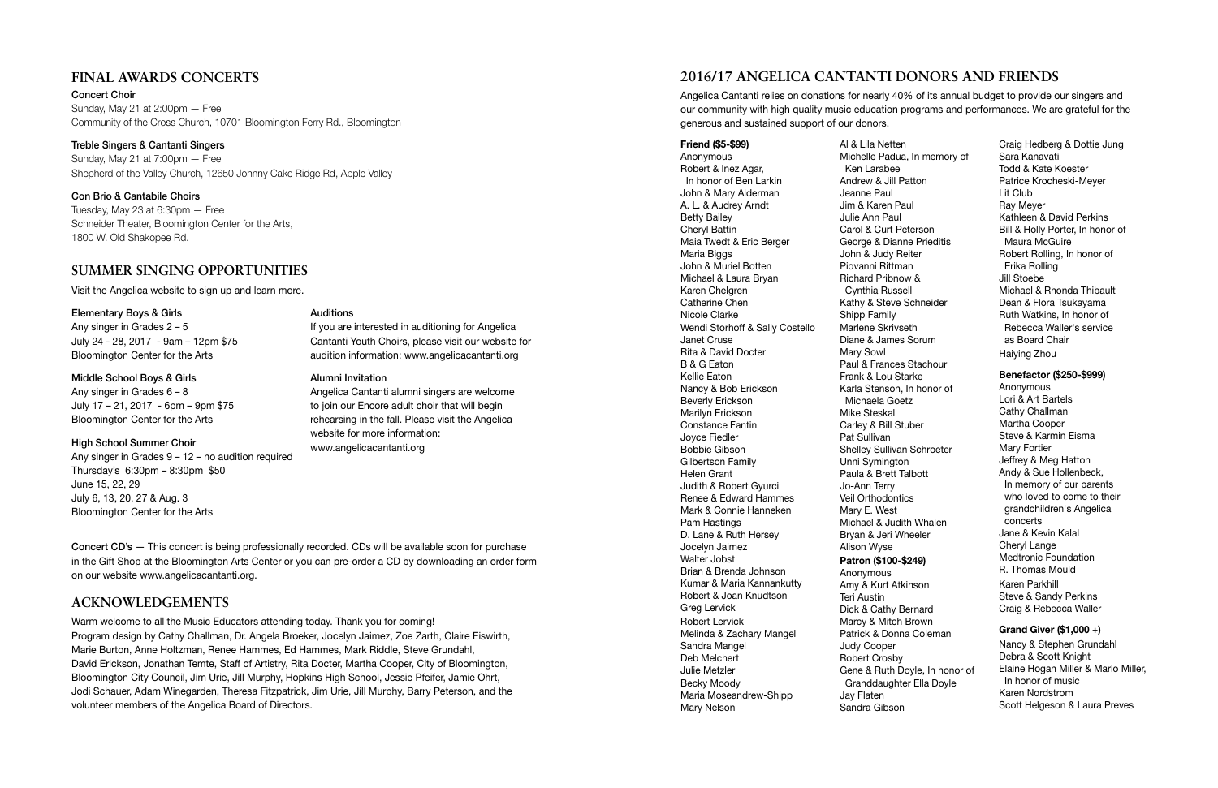## FINAL AWARDS CONCERTS

**Concert Choir**
Sunday, May 21 at 2:00pm — Free
Community of the Cross Church, 10701 Bloomington Ferry Rd., Bloomington

**Treble Singers & Cantanti Singers**
Sunday, May 21 at 7:00pm — Free
Shepherd of the Valley Church, 12650 Johnny Cake Ridge Rd, Apple Valley

**Con Brio & Cantabile Choirs**
Tuesday, May 23 at 6:30pm — Free
Schneider Theater, Bloomington Center for the Arts,
1800 W. Old Shakopee Rd.

## SUMMER SINGING OPPORTUNITIES

Visit the Angelica website to sign up and learn more.

**Elementary Boys & Girls**
Any singer in Grades 2 – 5
July 24 - 28, 2017 - 9am – 12pm $75
Bloomington Center for the Arts

**Middle School Boys & Girls**
Any singer in Grades 6 – 8
July 17 – 21, 2017 - 6pm – 9pm $75
Bloomington Center for the Arts

**High School Summer Choir**
Any singer in Grades 9 – 12 – no audition required
Thursday's 6:30pm – 8:30pm $50
June 15, 22, 29
July 6, 13, 20, 27 & Aug. 3
Bloomington Center for the Arts

**Auditions**
If you are interested in auditioning for Angelica Cantanti Youth Choirs, please visit our website for audition information: www.angelicacantanti.org

**Alumni Invitation**
Angelica Cantanti alumni singers are welcome to join our Encore adult choir that will begin rehearsing in the fall. Please visit the Angelica website for more information:
www.angelicacantanti.org

**Concert CD's** — This concert is being professionally recorded. CDs will be available soon for purchase in the Gift Shop at the Bloomington Arts Center or you can pre-order a CD by downloading an order form on our website www.angelicacantanti.org.

## ACKNOWLEDGEMENTS

Warm welcome to all the Music Educators attending today. Thank you for coming!
Program design by Cathy Challman, Dr. Angela Broeker, Jocelyn Jaimez, Zoe Zarth, Claire Eiswirth, Marie Burton, Anne Holtzman, Renee Hammes, Ed Hammes, Mark Riddle, Steve Grundahl, David Erickson, Jonathan Temte, Staff of Artistry, Rita Docter, Martha Cooper, City of Bloomington, Bloomington City Council, Jim Urie, Jill Murphy, Hopkins High School, Jessie Pfeifer, Jamie Ohrt, Jodi Schauer, Adam Winegarden, Theresa Fitzpatrick, Jim Urie, Jill Murphy, Barry Peterson, and the volunteer members of the Angelica Board of Directors.

## 2016/17 ANGELICA CANTANTI DONORS AND FRIENDS

Angelica Cantanti relies on donations for nearly 40% of its annual budget to provide our singers and our community with high quality music education programs and performances. We are grateful for the generous and sustained support of our donors.

**Friend ($5-$99)**
Anonymous
Robert & Inez Agar, In honor of Ben Larkin
John & Mary Alderman
A. L. & Audrey Arndt
Betty Bailey
Cheryl Battin
Maia Twedt & Eric Berger
Maria Biggs
John & Muriel Botten
Michael & Laura Bryan
Karen Chelgren
Catherine Chen
Nicole Clarke
Wendi Storhoff & Sally Costello
Janet Cruse
Rita & David Docter
B & G Eaton
Kellie Eaton
Nancy & Bob Erickson
Beverly Erickson
Marilyn Erickson
Constance Fantin
Joyce Fiedler
Bobbie Gibson
Gilbertson Family
Helen Grant
Judith & Robert Gyurci
Renee & Edward Hammes
Mark & Connie Hanneken
Pam Hastings
D. Lane & Ruth Hersey
Jocelyn Jaimez
Walter Jobst
Brian & Brenda Johnson
Kumar & Maria Kannankutty
Robert & Joan Knudtson
Greg Lervick
Robert Lervick
Melinda & Zachary Mangel
Sandra Mangel
Deb Melchert
Julie Metzler
Becky Moody
Maria Moseandrew-Shipp
Mary Nelson
Al & Lila Netten
Michelle Padua, In memory of Ken Larabee
Andrew & Jill Patton
Jeanne Paul
Jim & Karen Paul
Julie Ann Paul
Carol & Curt Peterson
George & Dianne Prieditis
John & Judy Reiter
Piovanni Rittman
Richard Pribnow & Cynthia Russell
Kathy & Steve Schneider
Shipp Family
Marlene Skrivseth
Diane & James Sorum
Mary Sowl
Paul & Frances Stachour
Frank & Lou Starke
Karla Stenson, In honor of Michaela Goetz
Mike Steskal
Carley & Bill Stuber
Pat Sullivan
Shelley Sullivan Schroeter
Unni Symington
Paula & Brett Talbott
Jo-Ann Terry
Veil Orthodontics
Mary E. West
Michael & Judith Whalen
Bryan & Jeri Wheeler
Alison Wyse

**Patron ($100-$249)**
Anonymous
Amy & Kurt Atkinson
Teri Austin
Dick & Cathy Bernard
Marcy & Mitch Brown
Patrick & Donna Coleman
Judy Cooper
Robert Crosby
Gene & Ruth Doyle, In honor of Granddaughter Ella Doyle
Jay Flaten
Sandra Gibson
Craig Hedberg & Dottie Jung
Sara Kanavati
Todd & Kate Koester
Patrice Krocheski-Meyer
Lit Club
Ray Meyer
Kathleen & David Perkins
Bill & Holly Porter, In honor of Maura McGuire
Robert Rolling, In honor of Erika Rolling
Jill Stoebe
Michael & Rhonda Thibault
Dean & Flora Tsukayama
Ruth Watkins, In honor of Rebecca Waller's service as Board Chair
Haiying Zhou

**Benefactor ($250-$999)**
Anonymous
Lori & Art Bartels
Cathy Challman
Martha Cooper
Steve & Karmin Eisma
Mary Fortier
Jeffrey & Meg Hatton
Andy & Sue Hollenbeck, In memory of our parents who loved to come to their grandchildren's Angelica concerts
Jane & Kevin Kalal
Cheryl Lange
Medtronic Foundation
R. Thomas Mould
Karen Parkhill
Steve & Sandy Perkins
Craig & Rebecca Waller

**Grand Giver ($1,000 +)**
Nancy & Stephen Grundahl
Debra & Scott Knight
Elaine Hogan Miller & Marlo Miller, In honor of music
Karen Nordstrom
Scott Helgeson & Laura Preves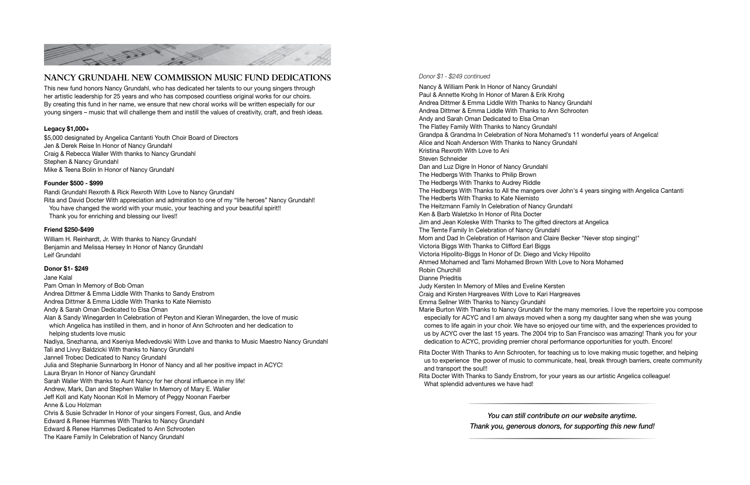## NANCY GRUNDAHL NEW COMMISSION MUSIC FUND DEDICATIONS

This new fund honors Nancy Grundahl, who has dedicated her talents to our young singers through her artistic leadership for 25 years and who has composed countless original works for our choirs. By creating this fund in her name, we ensure that new choral works will be written especially for our young singers – music that will challenge them and instill the values of creativity, craft, and fresh ideas.

**Legacy $1,000+**

$5,000 designated by Angelica Cantanti Youth Choir Board of Directors
Jen & Derek Reise In Honor of Nancy Grundahl
Craig & Rebecca Waller With thanks to Nancy Grundahl
Stephen & Nancy Grundahl
Mike & Teena Bolin In Honor of Nancy Grundahl

**Founder $500 - $999**

Randi Grundahl Rexroth & Rick Rexroth With Love to Nancy Grundahl
Rita and David Docter With appreciation and admiration to one of my "life heroes" Nancy Grundahl! You have changed the world with your music, your teaching and your beautiful spirit!! Thank you for enriching and blessing our lives!!

**Friend $250-$499**

William H. Reinhardt, Jr. With thanks to Nancy Grundahl
Benjamin and Melissa Hersey In Honor of Nancy Grundahl
Leif Grundahl

**Donor $1- $249**

Jane Kalal
Pam Oman In Memory of Bob Oman
Andrea Dittmer & Emma Liddle With Thanks to Sandy Enstrom
Andrea Dittmer & Emma Liddle With Thanks to Kate Niemisto
Andy & Sarah Oman Dedicated to Elsa Oman
Alan & Sandy Winegarden In Celebration of Peyton and Kieran Winegarden, the love of music which Angelica has instilled in them, and in honor of Ann Schrooten and her dedication to helping students love music
Nadiya, Snezhanna, and Kseniya Medvedovski With Love and thanks to Music Maestro Nancy Grundahl
Tali and Livvy Baldzicki With thanks to Nancy Grundahl
Jannell Trobec Dedicated to Nancy Grundahl
Julia and Stephanie Sunnarborg In Honor of Nancy and all her positive impact in ACYC!
Laura Bryan In Honor of Nancy Grundahl
Sarah Waller With thanks to Aunt Nancy for her choral influence in my life!
Andrew, Mark, Dan and Stephen Waller In Memory of Mary E. Waller
Jeff Koll and Katy Noonan Koll In Memory of Peggy Noonan Faerber
Anne & Lou Holzman
Chris & Susie Schrader In Honor of your singers Forrest, Gus, and Andie
Edward & Renee Hammes With Thanks to Nancy Grundahl
Edward & Renee Hammes Dedicated to Ann Schrooten
The Kaare Family In Celebration of Nancy Grundahl

*Donor $1 - $249 continued*

Nancy & William Penk In Honor of Nancy Grundahl
Paul & Annette Krohg In Honor of Maren & Erik Krohg
Andrea Dittmer & Emma Liddle With Thanks to Nancy Grundahl
Andrea Dittmer & Emma Liddle With Thanks to Ann Schrooten
Andy and Sarah Oman Dedicated to Elsa Oman
The Flatley Family With Thanks to Nancy Grundahl
Grandpa & Grandma In Celebration of Nora Mohamed's 11 wonderful years of Angelica!
Alice and Noah Anderson With Thanks to Nancy Grundahl
Kristina Rexroth With Love to Ani
Steven Schneider
Dan and Luz Digre In Honor of Nancy Grundahl
The Hedbergs With Thanks to Philip Brown
The Hedbergs With Thanks to Audrey Riddle
The Hedbergs With Thanks to All the mangers over John's 4 years singing with Angelica Cantanti
The Hedberts With Thanks to Kate Niemisto
The Heitzmann Family In Celebration of Nancy Grundahl
Ken & Barb Waletzko In Honor of Rita Docter
Jim and Jean Koleske With Thanks to The gifted directors at Angelica
The Temte Family In Celebration of Nancy Grundahl
Mom and Dad In Celebration of Harrison and Claire Becker "Never stop singing!"
Victoria Biggs With Thanks to Clifford Earl Biggs
Victoria Hipolito-Biggs In Honor of Dr. Diego and Vicky Hipolito
Ahmed Mohamed and Tami Mohamed Brown With Love to Nora Mohamed
Robin Churchill
Dianne Prieditis
Judy Kersten In Memory of Miles and Eveline Kersten
Craig and Kirsten Hargreaves With Love to Kari Hargreaves
Emma Sellner With Thanks to Nancy Grundahl
Marie Burton With Thanks to Nancy Grundahl for the many memories. I love the repertoire you compose especially for ACYC and I am always moved when a song my daughter sang when she was young comes to life again in your choir. We have so enjoyed our time with, and the experiences provided to us by ACYC over the last 15 years. The 2004 trip to San Francisco was amazing! Thank you for your dedication to ACYC, providing premier choral performance opportunities for youth. Encore!

Rita Docter With Thanks to Ann Schrooten, for teaching us to love making music together, and helping us to experience the power of music to communicate, heal, break through barriers, create community and transport the soul!!

Rita Docter With Thanks to Sandy Enstrom, for your years as our artistic Angelica colleague! What splendid adventures we have had!

*You can still contribute on our website anytime.*
*Thank you, generous donors, for supporting this new fund!*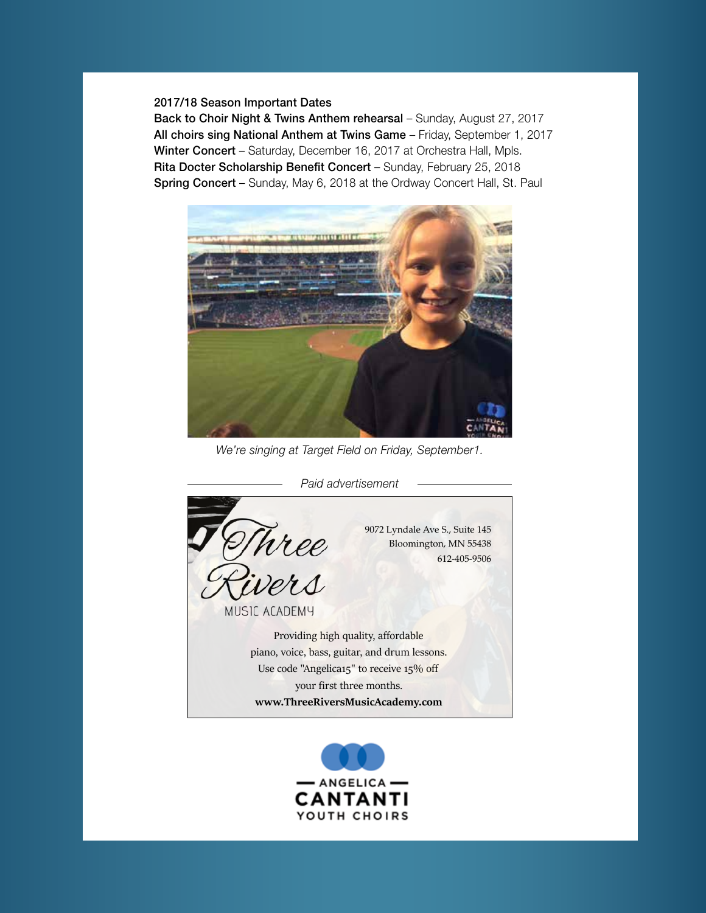**2017/18 Season Important Dates**

**Back to Choir Night & Twins Anthem rehearsal** – Sunday, August 27, 2017
**All choirs sing National Anthem at Twins Game** – Friday, September 1, 2017
**Winter Concert** – Saturday, December 16, 2017 at Orchestra Hall, Mpls.
**Rita Docter Scholarship Benefit Concert** – Sunday, February 25, 2018
**Spring Concert** – Sunday, May 6, 2018 at the Ordway Concert Hall, St. Paul

*We're singing at Target Field on Friday, September1.*

*Paid advertisement*

Three Rivers
MUSIC ACADEMY

9072 Lyndale Ave S., Suite 145
Bloomington, MN 55438
612-405-9506

Providing high quality, affordable
piano, voice, bass, guitar, and drum lessons.
Use code "Angelica15" to receive 15% off
your first three months.
**www.ThreeRiversMusicAcademy.com**

ANGELICA CANTANTI YOUTH CHOIRS